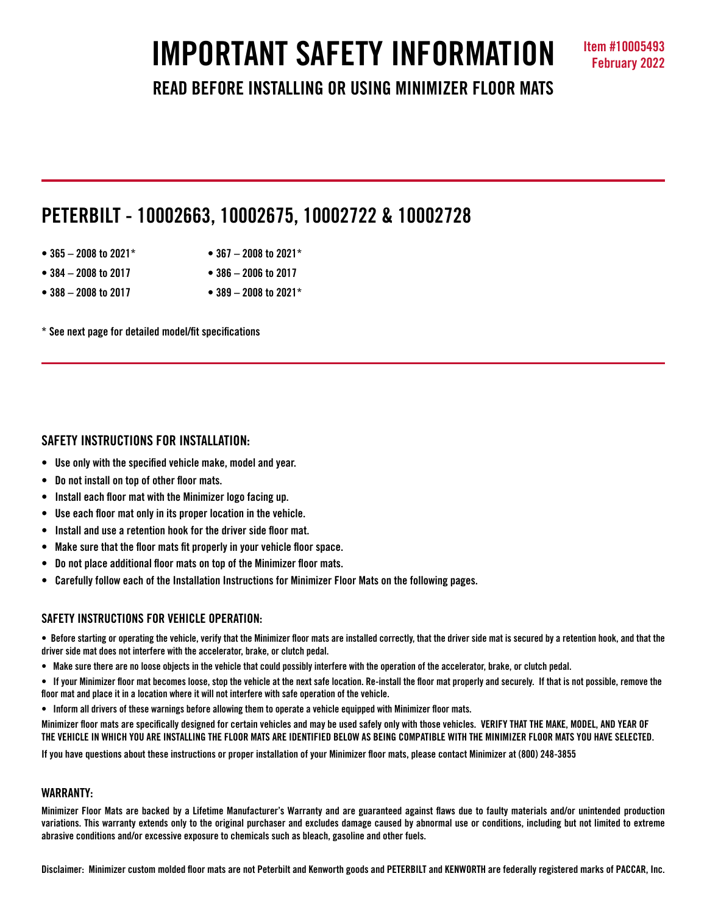# IMPORTANT SAFETY INFORMATION

Item #10005493
February 2022

## READ BEFORE INSTALLING OR USING MINIMIZER FLOOR MATS

## PETERBILT - 10002663, 10002675, 10002722 & 10002728

- 365 – 2008 to 2021*
- 367 – 2008 to 2021*
- 384 – 2008 to 2017
- 386 – 2006 to 2017
- 388 – 2008 to 2017
- 389 – 2008 to 2021*

* See next page for detailed model/fit specifications

### SAFETY INSTRUCTIONS FOR INSTALLATION:

- Use only with the specified vehicle make, model and year.
- Do not install on top of other floor mats.
- Install each floor mat with the Minimizer logo facing up.
- Use each floor mat only in its proper location in the vehicle.
- Install and use a retention hook for the driver side floor mat.
- Make sure that the floor mats fit properly in your vehicle floor space.
- Do not place additional floor mats on top of the Minimizer floor mats.
- Carefully follow each of the Installation Instructions for Minimizer Floor Mats on the following pages.

### SAFETY INSTRUCTIONS FOR VEHICLE OPERATION:

- Before starting or operating the vehicle, verify that the Minimizer floor mats are installed correctly, that the driver side mat is secured by a retention hook, and that the driver side mat does not interfere with the accelerator, brake, or clutch pedal.
- Make sure there are no loose objects in the vehicle that could possibly interfere with the operation of the accelerator, brake, or clutch pedal.
- If your Minimizer floor mat becomes loose, stop the vehicle at the next safe location. Re-install the floor mat properly and securely. If that is not possible, remove the floor mat and place it in a location where it will not interfere with safe operation of the vehicle.
- Inform all drivers of these warnings before allowing them to operate a vehicle equipped with Minimizer floor mats.

Minimizer floor mats are specifically designed for certain vehicles and may be used safely only with those vehicles. VERIFY THAT THE MAKE, MODEL, AND YEAR OF THE VEHICLE IN WHICH YOU ARE INSTALLING THE FLOOR MATS ARE IDENTIFIED BELOW AS BEING COMPATIBLE WITH THE MINIMIZER FLOOR MATS YOU HAVE SELECTED.

If you have questions about these instructions or proper installation of your Minimizer floor mats, please contact Minimizer at (800) 248-3855

### WARRANTY:

Minimizer Floor Mats are backed by a Lifetime Manufacturer's Warranty and are guaranteed against flaws due to faulty materials and/or unintended production variations. This warranty extends only to the original purchaser and excludes damage caused by abnormal use or conditions, including but not limited to extreme abrasive conditions and/or excessive exposure to chemicals such as bleach, gasoline and other fuels.

Disclaimer: Minimizer custom molded floor mats are not Peterbilt and Kenworth goods and PETERBILT and KENWORTH are federally registered marks of PACCAR, Inc.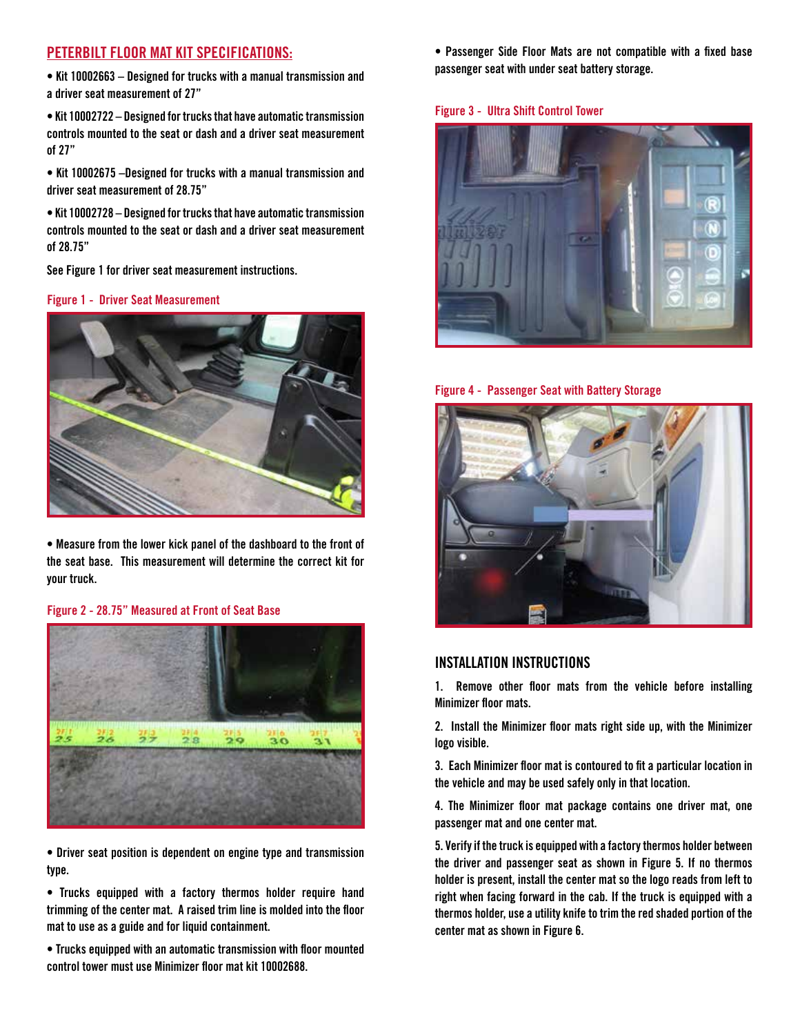## PETERBILT FLOOR MAT KIT SPECIFICATIONS:

- Kit 10002663 – Designed for trucks with a manual transmission and a driver seat measurement of 27"
- Kit 10002722 – Designed for trucks that have automatic transmission controls mounted to the seat or dash and a driver seat measurement of 27"
- Kit 10002675 –Designed for trucks with a manual transmission and driver seat measurement of 28.75"
- Kit 10002728 – Designed for trucks that have automatic transmission controls mounted to the seat or dash and a driver seat measurement of 28.75"

See Figure 1 for driver seat measurement instructions.

Figure 1 - Driver Seat Measurement

- Measure from the lower kick panel of the dashboard to the front of the seat base. This measurement will determine the correct kit for your truck.

Figure 2 - 28.75" Measured at Front of Seat Base

- Driver seat position is dependent on engine type and transmission type.
- Trucks equipped with a factory thermos holder require hand trimming of the center mat. A raised trim line is molded into the floor mat to use as a guide and for liquid containment.
- Trucks equipped with an automatic transmission with floor mounted control tower must use Minimizer floor mat kit 10002688.
- Passenger Side Floor Mats are not compatible with a fixed base passenger seat with under seat battery storage.

Figure 3 - Ultra Shift Control Tower

Figure 4 - Passenger Seat with Battery Storage

## INSTALLATION INSTRUCTIONS

1. Remove other floor mats from the vehicle before installing Minimizer floor mats.
2. Install the Minimizer floor mats right side up, with the Minimizer logo visible.
3. Each Minimizer floor mat is contoured to fit a particular location in the vehicle and may be used safely only in that location.
4. The Minimizer floor mat package contains one driver mat, one passenger mat and one center mat.
5. Verify if the truck is equipped with a factory thermos holder between the driver and passenger seat as shown in Figure 5. If no thermos holder is present, install the center mat so the logo reads from left to right when facing forward in the cab. If the truck is equipped with a thermos holder, use a utility knife to trim the red shaded portion of the center mat as shown in Figure 6.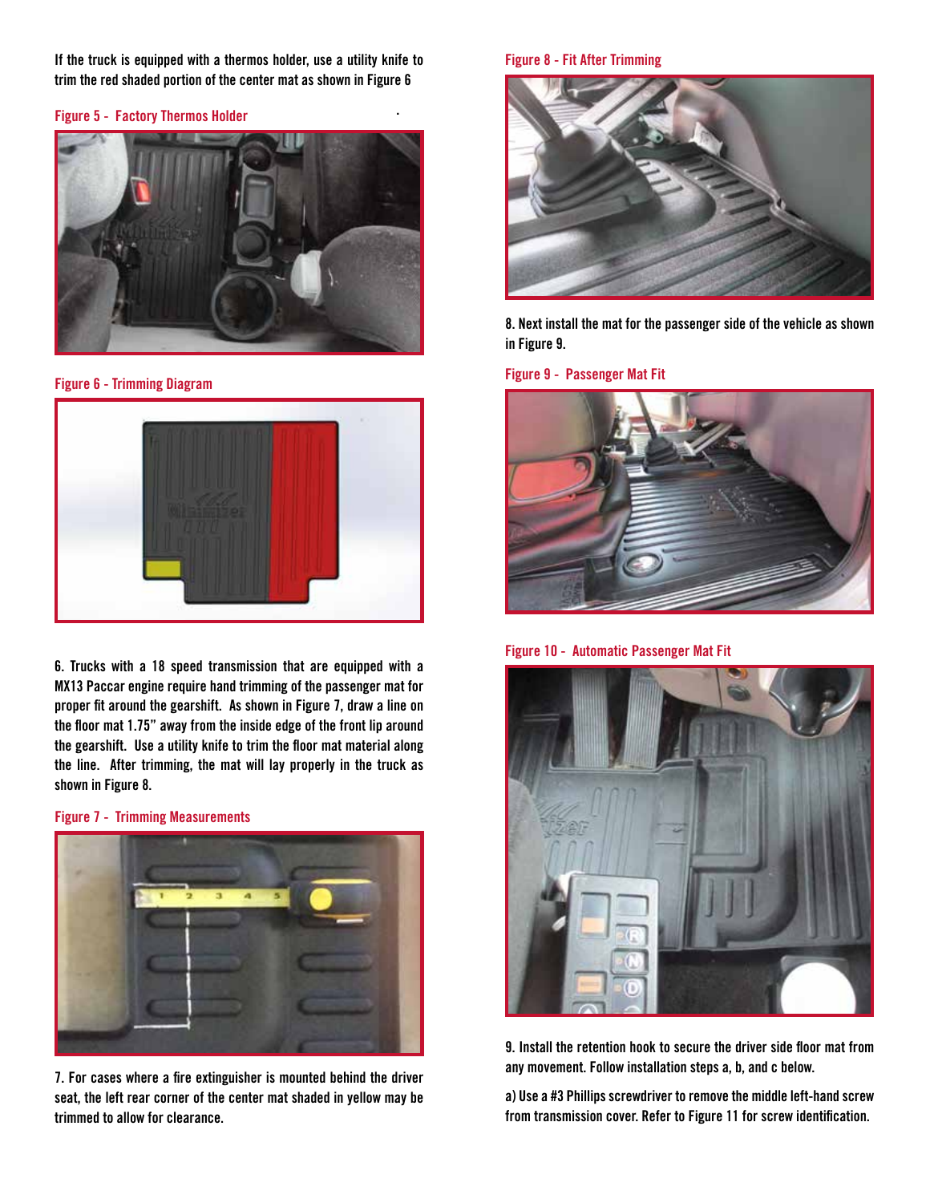If the truck is equipped with a thermos holder, use a utility knife to trim the red shaded portion of the center mat as shown in Figure 6

Figure 5 - Factory Thermos Holder

Figure 6 - Trimming Diagram

6. Trucks with a 18 speed transmission that are equipped with a MX13 Paccar engine require hand trimming of the passenger mat for proper fit around the gearshift. As shown in Figure 7, draw a line on the floor mat 1.75" away from the inside edge of the front lip around the gearshift. Use a utility knife to trim the floor mat material along the line. After trimming, the mat will lay properly in the truck as shown in Figure 8.

Figure 7 - Trimming Measurements

7. For cases where a fire extinguisher is mounted behind the driver seat, the left rear corner of the center mat shaded in yellow may be trimmed to allow for clearance.

Figure 8 - Fit After Trimming

8. Next install the mat for the passenger side of the vehicle as shown in Figure 9.

Figure 9 - Passenger Mat Fit

Figure 10 - Automatic Passenger Mat Fit

9. Install the retention hook to secure the driver side floor mat from any movement. Follow installation steps a, b, and c below.

a) Use a #3 Phillips screwdriver to remove the middle left-hand screw from transmission cover. Refer to Figure 11 for screw identification.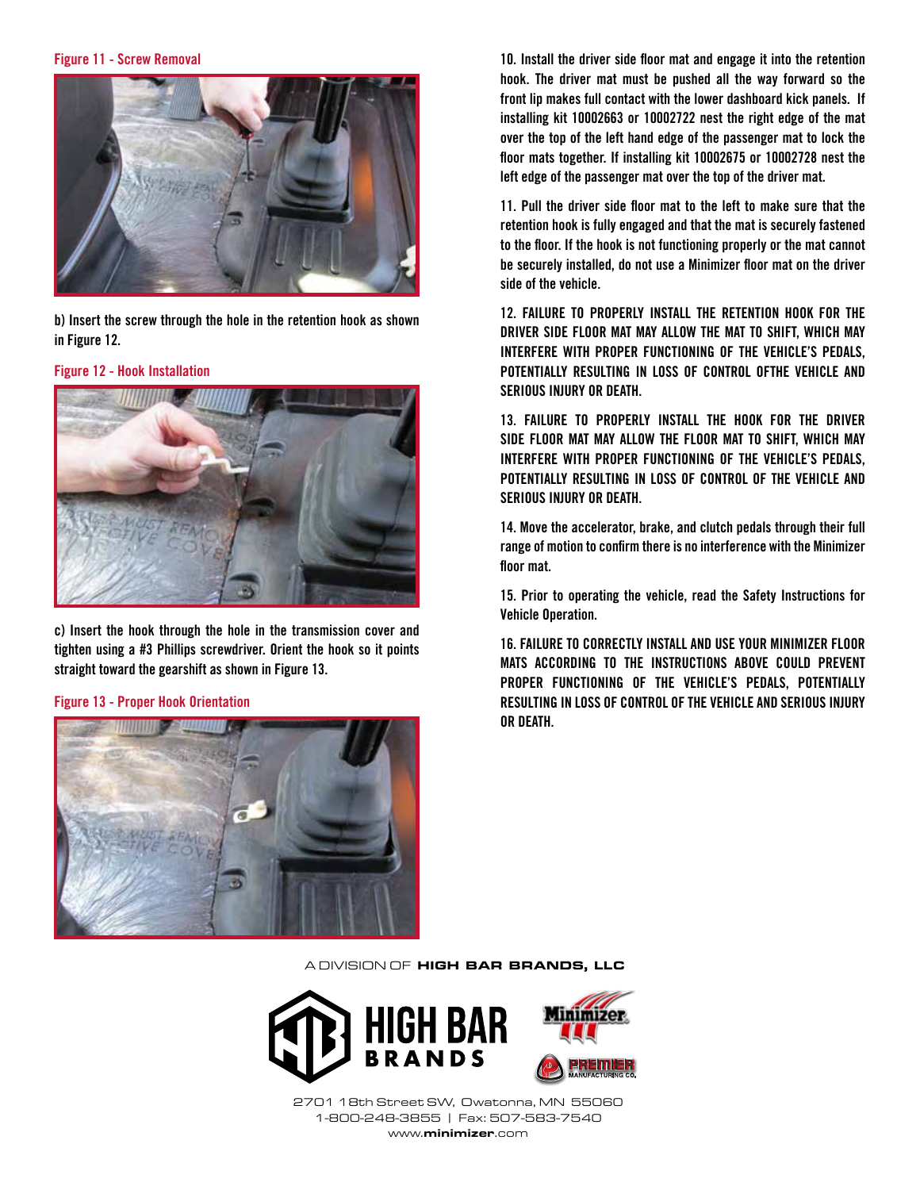Figure 11 - Screw Removal

b) Insert the screw through the hole in the retention hook as shown in Figure 12.

Figure 12 - Hook Installation

c) Insert the hook through the hole in the transmission cover and tighten using a #3 Phillips screwdriver. Orient the hook so it points straight toward the gearshift as shown in Figure 13.

Figure 13 - Proper Hook Orientation

10. Install the driver side floor mat and engage it into the retention hook. The driver mat must be pushed all the way forward so the front lip makes full contact with the lower dashboard kick panels. If installing kit 10002663 or 10002722 nest the right edge of the mat over the top of the left hand edge of the passenger mat to lock the floor mats together. If installing kit 10002675 or 10002728 nest the left edge of the passenger mat over the top of the driver mat.

11. Pull the driver side floor mat to the left to make sure that the retention hook is fully engaged and that the mat is securely fastened to the floor. If the hook is not functioning properly or the mat cannot be securely installed, do not use a Minimizer floor mat on the driver side of the vehicle.

12. FAILURE TO PROPERLY INSTALL THE RETENTION HOOK FOR THE DRIVER SIDE FLOOR MAT MAY ALLOW THE MAT TO SHIFT, WHICH MAY INTERFERE WITH PROPER FUNCTIONING OF THE VEHICLE'S PEDALS, POTENTIALLY RESULTING IN LOSS OF CONTROL OFTHE VEHICLE AND SERIOUS INJURY OR DEATH.

13. FAILURE TO PROPERLY INSTALL THE HOOK FOR THE DRIVER SIDE FLOOR MAT MAY ALLOW THE FLOOR MAT TO SHIFT, WHICH MAY INTERFERE WITH PROPER FUNCTIONING OF THE VEHICLE'S PEDALS, POTENTIALLY RESULTING IN LOSS OF CONTROL OF THE VEHICLE AND SERIOUS INJURY OR DEATH.

14. Move the accelerator, brake, and clutch pedals through their full range of motion to confirm there is no interference with the Minimizer floor mat.

15. Prior to operating the vehicle, read the Safety Instructions for Vehicle Operation.

16. FAILURE TO CORRECTLY INSTALL AND USE YOUR MINIMIZER FLOOR MATS ACCORDING TO THE INSTRUCTIONS ABOVE COULD PREVENT PROPER FUNCTIONING OF THE VEHICLE'S PEDALS, POTENTIALLY RESULTING IN LOSS OF CONTROL OF THE VEHICLE AND SERIOUS INJURY OR DEATH.

A DIVISION OF **HIGH BAR BRANDS, LLC**

2701 18th Street SW, Owatonna, MN 55060
1-800-248-3855 | Fax: 507-583-7540
www.**minimizer**.com